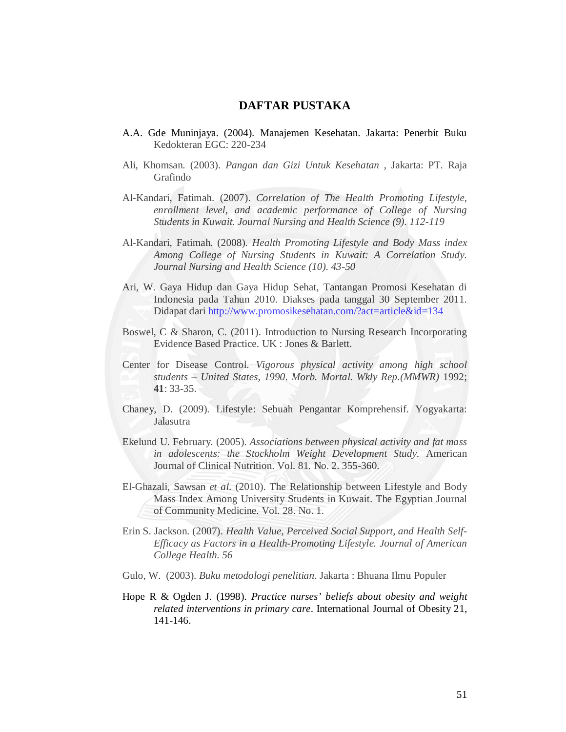# DAFTAR PUSTAKA

A.A. Gde Muninjaya. (2004). Manajemen Kesehatan. Jakarta: Penerbit Buku Kedokteran EGC: 220-234

Ali, Khomsan. (2003). *Pangan dan Gizi Untuk Kesehatan* , Jakarta: PT. Raja Grafindo

Al-Kandari, Fatimah. (2007). *Correlation of The Health Promoting Lifestyle, enrollment level, and academic performance of College of Nursing Students in Kuwait. Journal Nursing and Health Science (9). 112-119*

Al-Kandari, Fatimah. (2008). *Health Promoting Lifestyle and Body Mass index Among College of Nursing Students in Kuwait: A Correlation Study. Journal Nursing and Health Science (10). 43-50*

Ari, W. Gaya Hidup dan Gaya Hidup Sehat, Tantangan Promosi Kesehatan di Indonesia pada Tahun 2010. Diakses pada tanggal 30 September 2011. Didapat dari http://www.promosikesehatan.com/?act=article&id=134

Boswel, C & Sharon, C. (2011). Introduction to Nursing Research Incorporating Evidence Based Practice. UK : Jones & Barlett.

Center for Disease Control. *Vigorous physical activity among high school students – United States, 1990. Morb. Mortal. Wkly Rep.(MMWR)* 1992; **41**: 33-35.

Chaney, D. (2009). Lifestyle: Sebuah Pengantar Komprehensif. Yogyakarta: Jalasutra

Ekelund U. February. (2005). *Associations between physical activity and fat mass in adolescents: the Stockholm Weight Development Study.* American Journal of Clinical Nutrition. Vol. 81. No. 2. 355-360.

El-Ghazali, Sawsan *et al*. (2010). The Relationship between Lifestyle and Body Mass Index Among University Students in Kuwait. The Egyptian Journal of Community Medicine. Vol. 28. No. 1.

Erin S. Jackson. (2007). *Health Value, Perceived Social Support, and Health Self-Efficacy as Factors in a Health-Promoting Lifestyle. Journal of American College Health. 56*

Gulo, W. (2003). *Buku metodologi penelitian*. Jakarta : Bhuana Ilmu Populer

Hope R & Ogden J. (1998). *Practice nurses' beliefs about obesity and weight related interventions in primary care*. International Journal of Obesity 21, 141-146.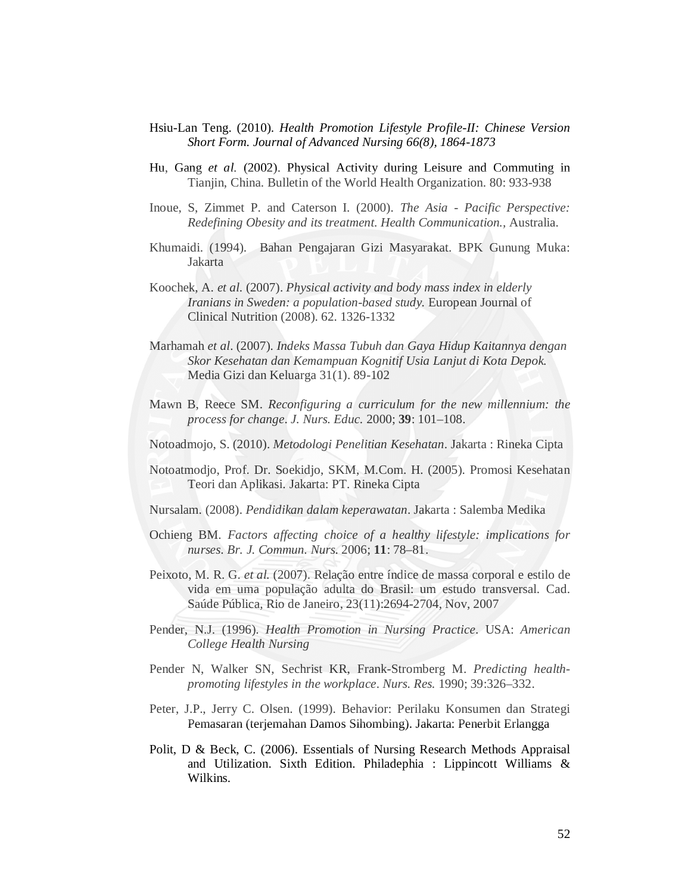Hsiu-Lan Teng. (2010). *Health Promotion Lifestyle Profile-II: Chinese Version Short Form. Journal of Advanced Nursing 66(8), 1864-1873*

Hu, Gang *et al.* (2002). Physical Activity during Leisure and Commuting in Tianjin, China. Bulletin of the World Health Organization. 80: 933-938

Inoue, S, Zimmet P. and Caterson I. (2000). *The Asia - Pacific Perspective: Redefining Obesity and its treatment. Health Communication.*, Australia.

Khumaidi. (1994). Bahan Pengajaran Gizi Masyarakat. BPK Gunung Muka: Jakarta

Koochek, A. *et al.* (2007). *Physical activity and body mass index in elderly Iranians in Sweden: a population-based study.* European Journal of Clinical Nutrition (2008). 62. 1326-1332

Marhamah *et al*. (2007). *Indeks Massa Tubuh dan Gaya Hidup Kaitannya dengan Skor Kesehatan dan Kemampuan Kognitif Usia Lanjut di Kota Depok.* Media Gizi dan Keluarga 31(1). 89-102

Mawn B, Reece SM. *Reconfiguring a curriculum for the new millennium: the process for change*. *J. Nurs. Educ.* 2000; **39**: 101–108.

Notoadmojo, S. (2010). *Metodologi Penelitian Kesehatan*. Jakarta : Rineka Cipta

Notoatmodjo, Prof. Dr. Soekidjo, SKM, M.Com. H. (2005). Promosi Kesehatan Teori dan Aplikasi. Jakarta: PT. Rineka Cipta

Nursalam. (2008). *Pendidikan dalam keperawatan*. Jakarta : Salemba Medika

Ochieng BM. *Factors affecting choice of a healthy lifestyle: implications for nurses*. *Br. J. Commun. Nurs.* 2006; **11**: 78–81.

Peixoto, M. R. G. *et al.* (2007). Relação entre índice de massa corporal e estilo de vida em uma população adulta do Brasil: um estudo transversal. Cad. Saúde Pública, Rio de Janeiro, 23(11):2694-2704, Nov, 2007

Pender, N.J. (1996). *Health Promotion in Nursing Practice*. USA: *American College Health Nursing*

Pender N, Walker SN, Sechrist KR, Frank-Stromberg M. *Predicting health-promoting lifestyles in the workplace*. *Nurs. Res.* 1990; 39:326–332.

Peter, J.P., Jerry C. Olsen. (1999). Behavior: Perilaku Konsumen dan Strategi Pemasaran (terjemahan Damos Sihombing). Jakarta: Penerbit Erlangga

Polit, D & Beck, C. (2006). Essentials of Nursing Research Methods Appraisal and Utilization. Sixth Edition. Philadephia : Lippincott Williams & Wilkins.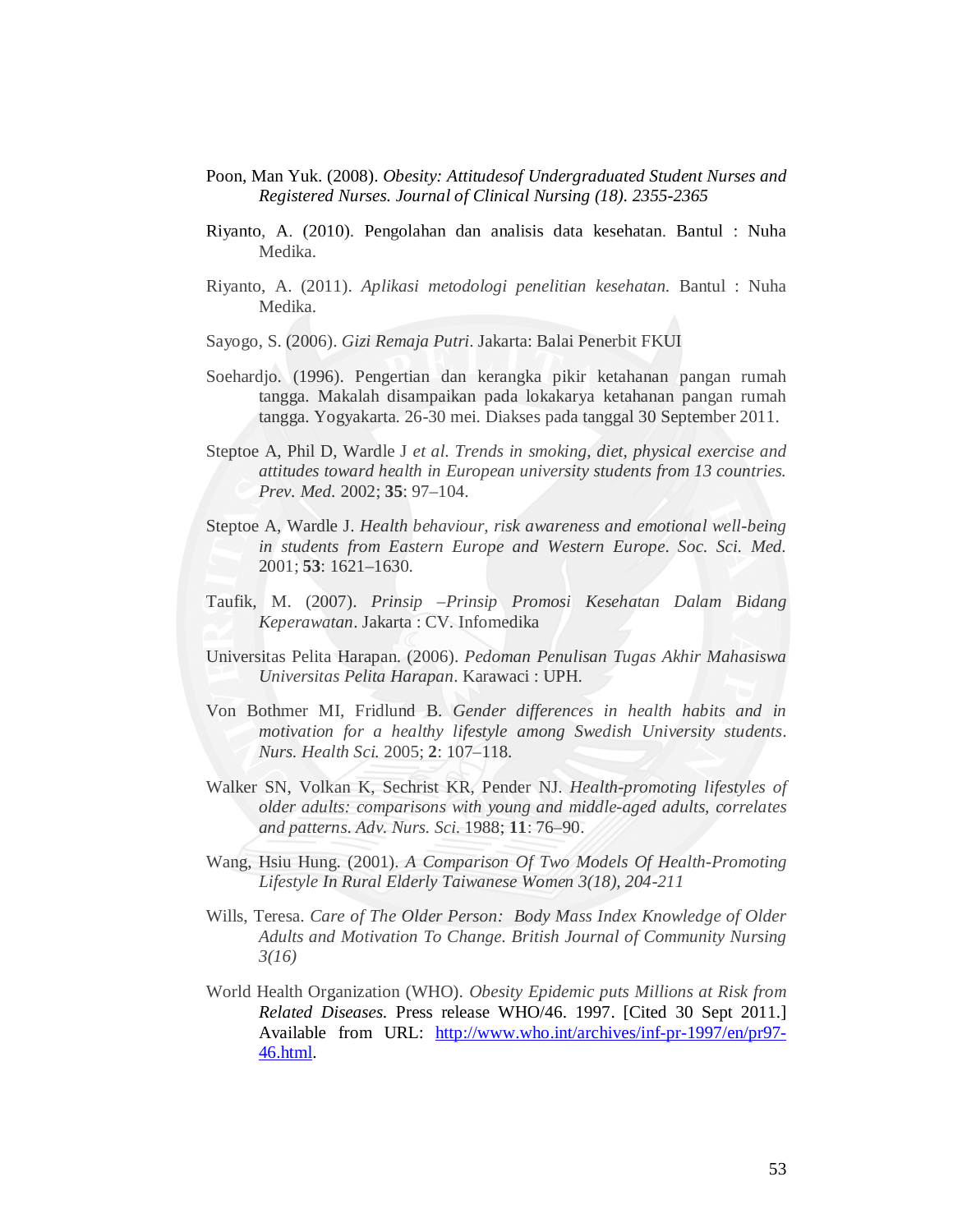Poon, Man Yuk. (2008). *Obesity: Attitudesof Undergraduated Student Nurses and Registered Nurses. Journal of Clinical Nursing (18). 2355-2365*

Riyanto, A. (2010). Pengolahan dan analisis data kesehatan. Bantul : Nuha Medika.

Riyanto, A. (2011). *Aplikasi metodologi penelitian kesehatan.* Bantul : Nuha Medika.

Sayogo, S. (2006). *Gizi Remaja Putri*. Jakarta: Balai Penerbit FKUI

Soehardjo. (1996). Pengertian dan kerangka pikir ketahanan pangan rumah tangga. Makalah disampaikan pada lokakarya ketahanan pangan rumah tangga. Yogyakarta. 26-30 mei. Diakses pada tanggal 30 September 2011.

Steptoe A, Phil D, Wardle J *et al. Trends in smoking, diet, physical exercise and attitudes toward health in European university students from 13 countries. Prev. Med.* 2002; **35**: 97–104.

Steptoe A, Wardle J. *Health behaviour, risk awareness and emotional well-being in students from Eastern Europe and Western Europe. Soc. Sci. Med.* 2001; **53**: 1621–1630.

Taufik, M. (2007). *Prinsip –Prinsip Promosi Kesehatan Dalam Bidang Keperawatan*. Jakarta : CV. Infomedika

Universitas Pelita Harapan. (2006). *Pedoman Penulisan Tugas Akhir Mahasiswa Universitas Pelita Harapan*. Karawaci : UPH.

Von Bothmer MI, Fridlund B. *Gender differences in health habits and in motivation for a healthy lifestyle among Swedish University students. Nurs. Health Sci.* 2005; **2**: 107–118.

Walker SN, Volkan K, Sechrist KR, Pender NJ. *Health-promoting lifestyles of older adults: comparisons with young and middle-aged adults, correlates and patterns. Adv. Nurs. Sci.* 1988; **11**: 76–90.

Wang, Hsiu Hung. (2001). *A Comparison Of Two Models Of Health-Promoting Lifestyle In Rural Elderly Taiwanese Women 3(18), 204-211*

Wills, Teresa. *Care of The Older Person: Body Mass Index Knowledge of Older Adults and Motivation To Change. British Journal of Community Nursing 3(16)*

World Health Organization (WHO). *Obesity Epidemic puts Millions at Risk from Related Diseases.* Press release WHO/46. 1997. [Cited 30 Sept 2011.] Available from URL: [http://www.who.int/archives/inf-pr-1997/en/pr97-46.html](http://www.who.int/archives/inf-pr-1997/en/pr97-46.html).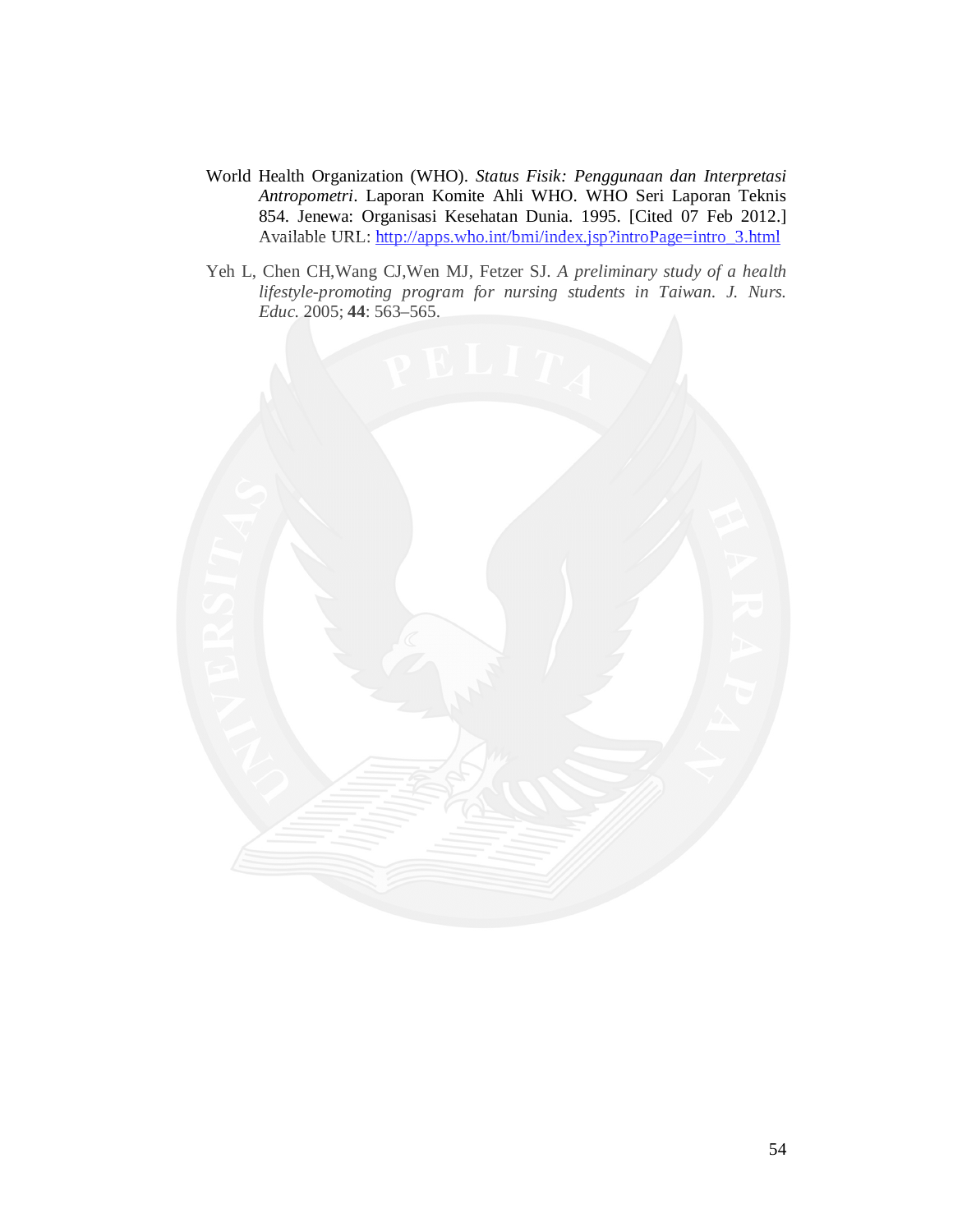World Health Organization (WHO). *Status Fisik: Penggunaan dan Interpretasi Antropometri*. Laporan Komite Ahli WHO. WHO Seri Laporan Teknis 854. Jenewa: Organisasi Kesehatan Dunia. 1995. [Cited 07 Feb 2012.] Available URL: http://apps.who.int/bmi/index.jsp?introPage=intro_3.html

Yeh L, Chen CH,Wang CJ,Wen MJ, Fetzer SJ. *A preliminary study of a health lifestyle-promoting program for nursing students in Taiwan. J. Nurs. Educ.* 2005; **44**: 563–565.